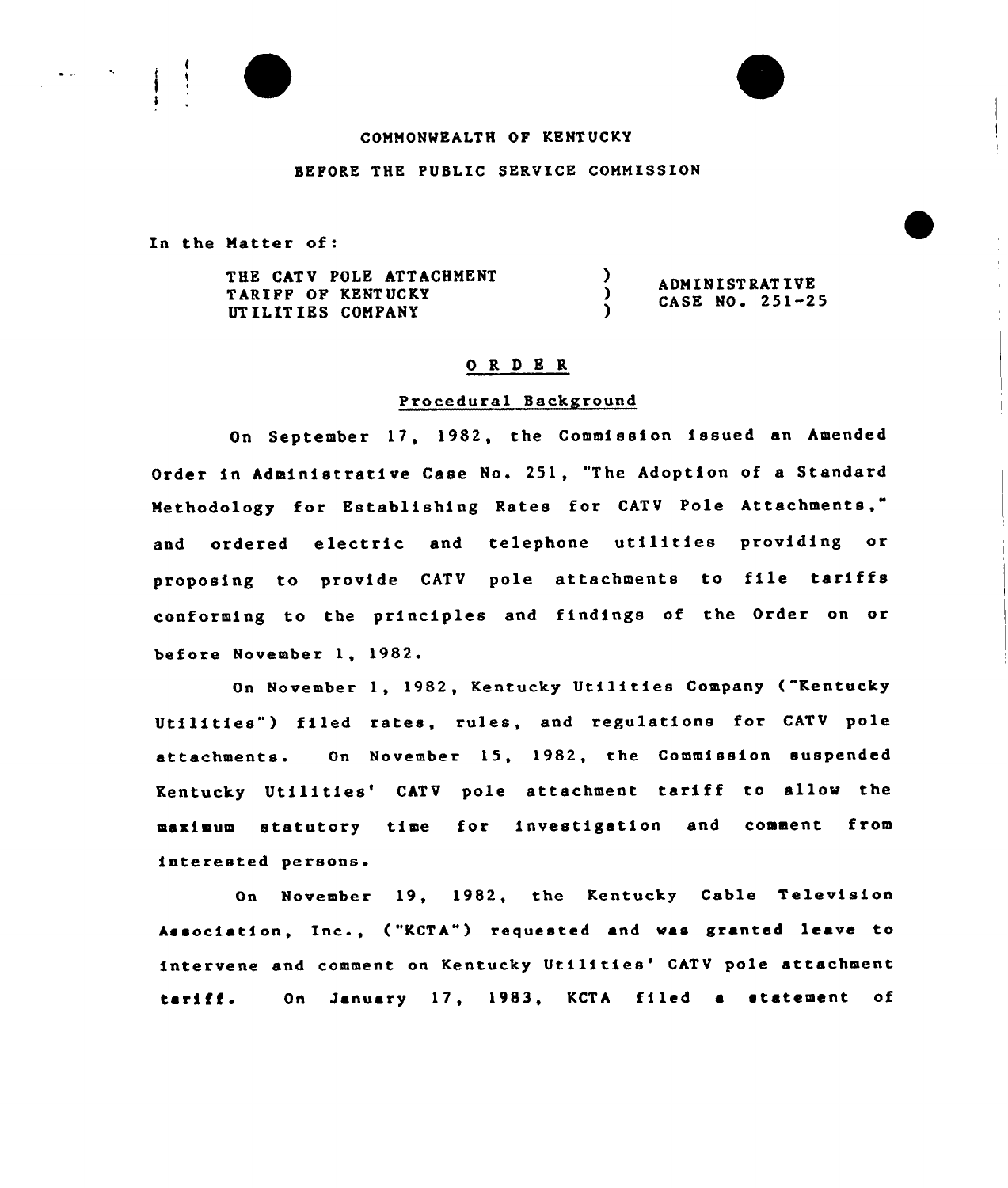COMMONWEALTH OF KENTUCKY

BEFORE THE PUBLIC SERVICE COMMISSION

In the Matter of:

THE CATV POLE ATTACHMENT TARIFF OF KENTUCKY UTILITIES COMPANY ) ADMINISTRATIVE CASE NO. 251-25

# O R D E R

## Procedural Background

On September 17, 1982, the Commission issued an Amended Order in Administrative Case No. 251, "The Adoption of a Standard Methodology for Establishing Rates for CATV Pole Attachments," and ordered electric and telephone utilities providing or proposing to provide CATV pole attachments to file tariffs conforming to the principles and findings of the Order on or before November 1, 1982.

On November 1, 1982, Kentucky Utilities Company ("Kentucky Utilities") filed rates, rules, and regulations for CATV pole attachments. On November 15, 1982, the Commission suspended Kentucky Utilities' CATV pole attachment tariff to allow the maximum statutory time for investigation and comment from interested persons.

On November 19, 1982, the Kentucky Cable Television Association, Inc., ("KCTA") requested and was granted leave to intervene and comment on Kentucky Utilities' CATV pole attachment tariff. On January 17, 1983, KCTA filed a statement of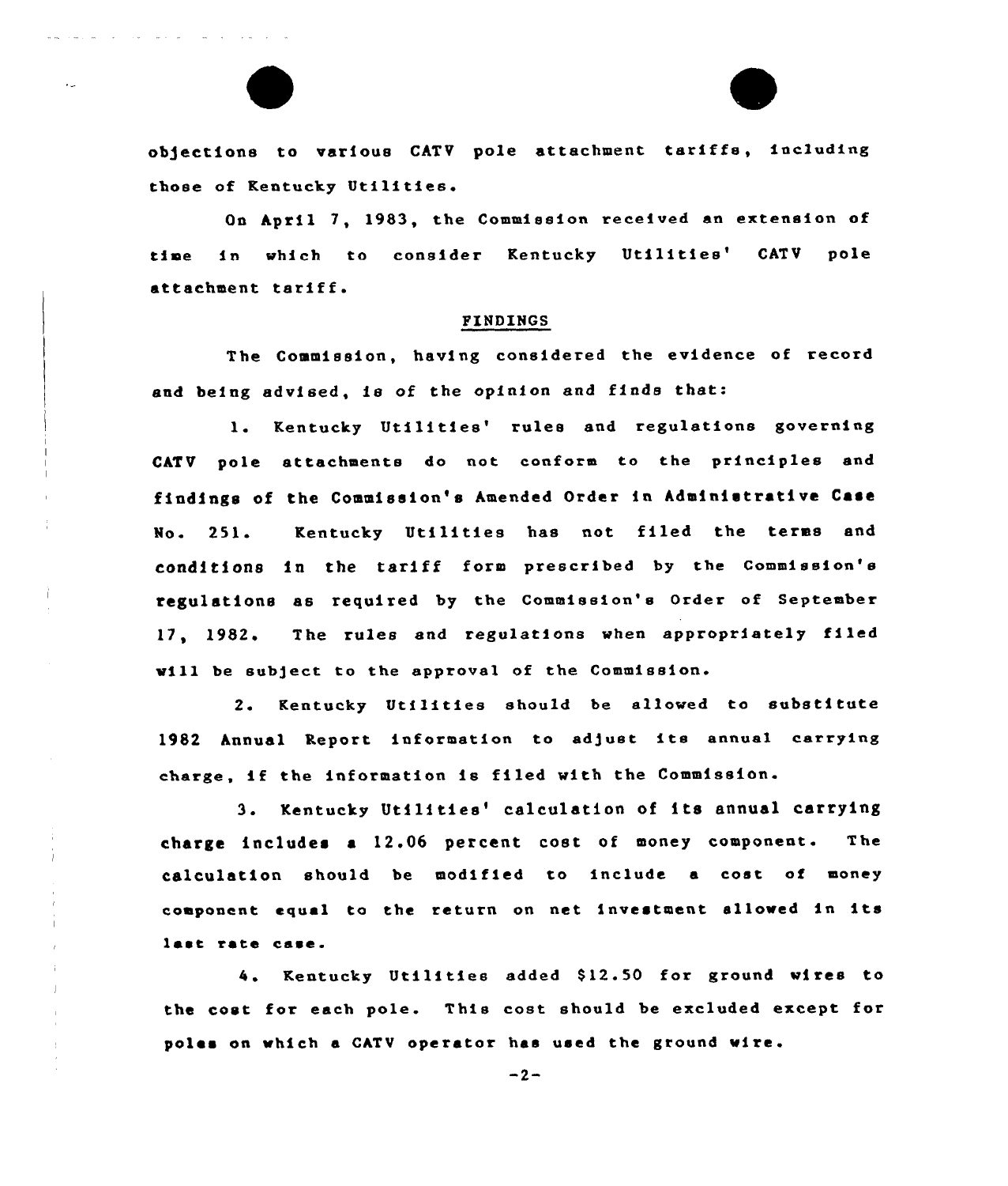objections to various CATV pole attachment tariffs, including those of Kentucky Utilities.

On April 7, 1983, the Commission received an extension of time in which to consider Kentucky Utilities' CATV pole attachment tariff.

## FINDINGS

The Commission, having considered the evidence of record and being advised, is of the opinion and finds that:

1. Kentucky Utilities' rules and regulations governing CATV pole attachments do not conform to the principles and findings of the Commission's Amended Order in Administrative Case No. 251. Kentucky Utilities has not filed the terms and conditions in the tariff form prescribed by the Commission's regulations as required by the Commission's Order of September 17, 1982. The rules and regulations when appropriately filed will be subject to the approval of the Commission.

2. Kentucky Utilities should be allowed to substitute 1982 Annual Report information to adjust its annual carrying charge, if the information is filed with the Commission.

3. Kentucky Utilities' calculation of its annual carrying charge includes a 12.06 percent cost of money component. The calculation should be modified to include a cost of money component equal to the return on net investment allowed in its last rate case.

4. Kentucky Utilities added $12.50 for ground wires to the cost for each pole. This cost should be excluded except for poles on which a CATV operator has used the ground wire.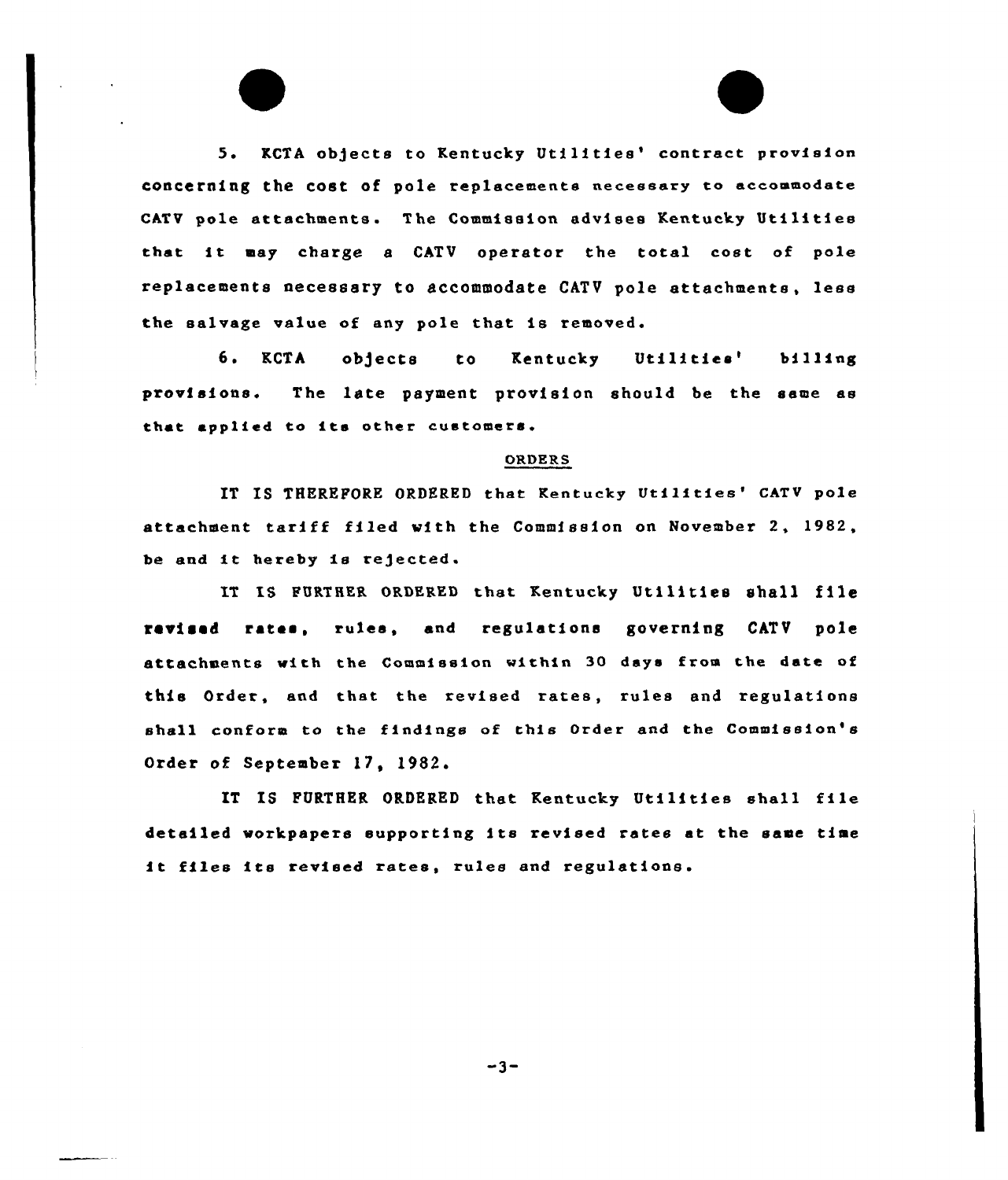5. KCTA objects to Kentucky Utilities' contract provision concerning the cost of pole replacements necessary to accommodate CATV pole attachments. The Commission advises Kentucky Utilities that it may charge a CATV operator the total cost of pole replacements necessary to accommodate CATV pole attachments, less the salvage value of any pole that is removed.

6. KCTA objects to Kentucky Utilities' billing provisions. The late payment provision should be the same as that applied to its other customers.

## ORDERS

IT IS THEREFORE ORDERED that Kentucky Utilities' CATV pole attachment tariff filed with the Commission on November 2, 1982, be and it hereby is rejected.

IT IS FURTHER ORDERED that Kentucky Utilities shall file revised rates, rules, and regulations governing CATV pole attachments with the Commission within 30 days from the date of this Order, and that the revised rates, rules and regulations shall conform to the findings of this Order and the Commission's Order of September 17, 1982.

IT IS FURTHER ORDERED that Kentucky Utilities shall file detailed workpapers supporting its revised rates at the same time it files its revised rates, rules and regulations.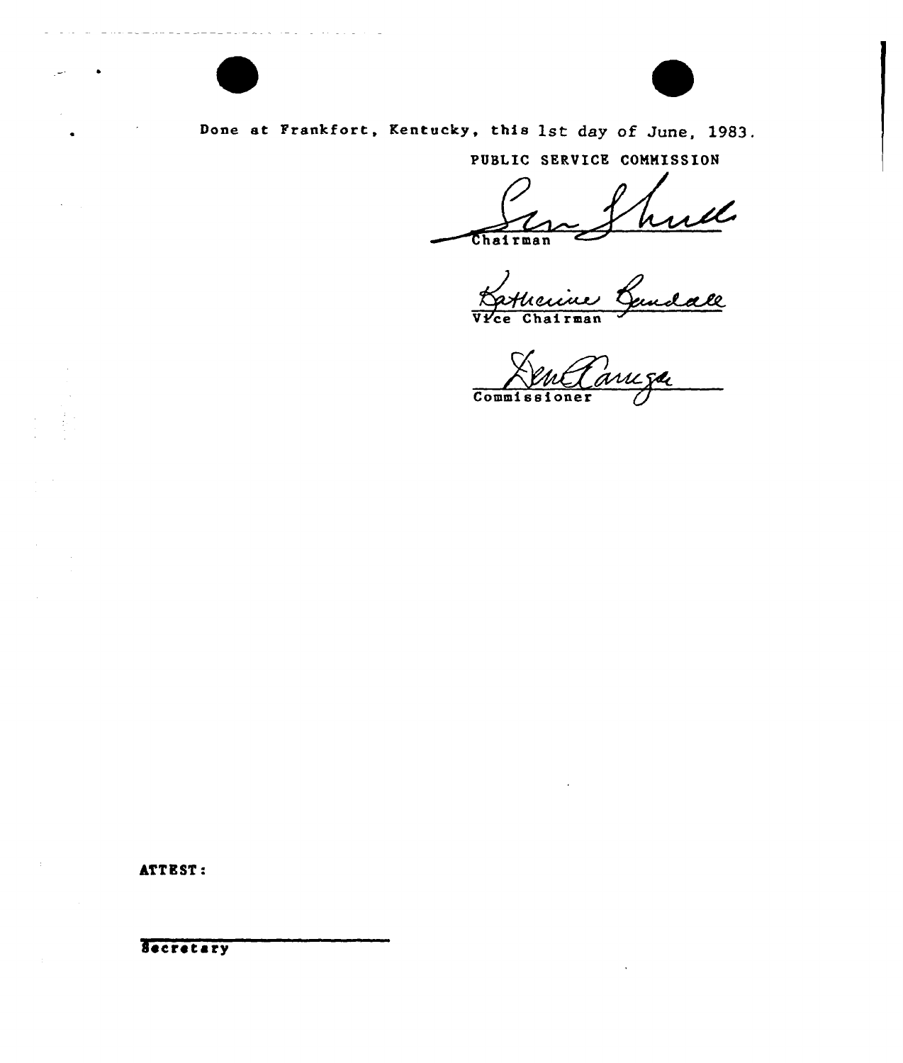Done at Frankfort, Kentucky, this 1st day of June, 1983.

PUBLIC SERVICE COMMISSION

Chairman

Vice Chairman

Commissioner

ATTEST:

Secretary